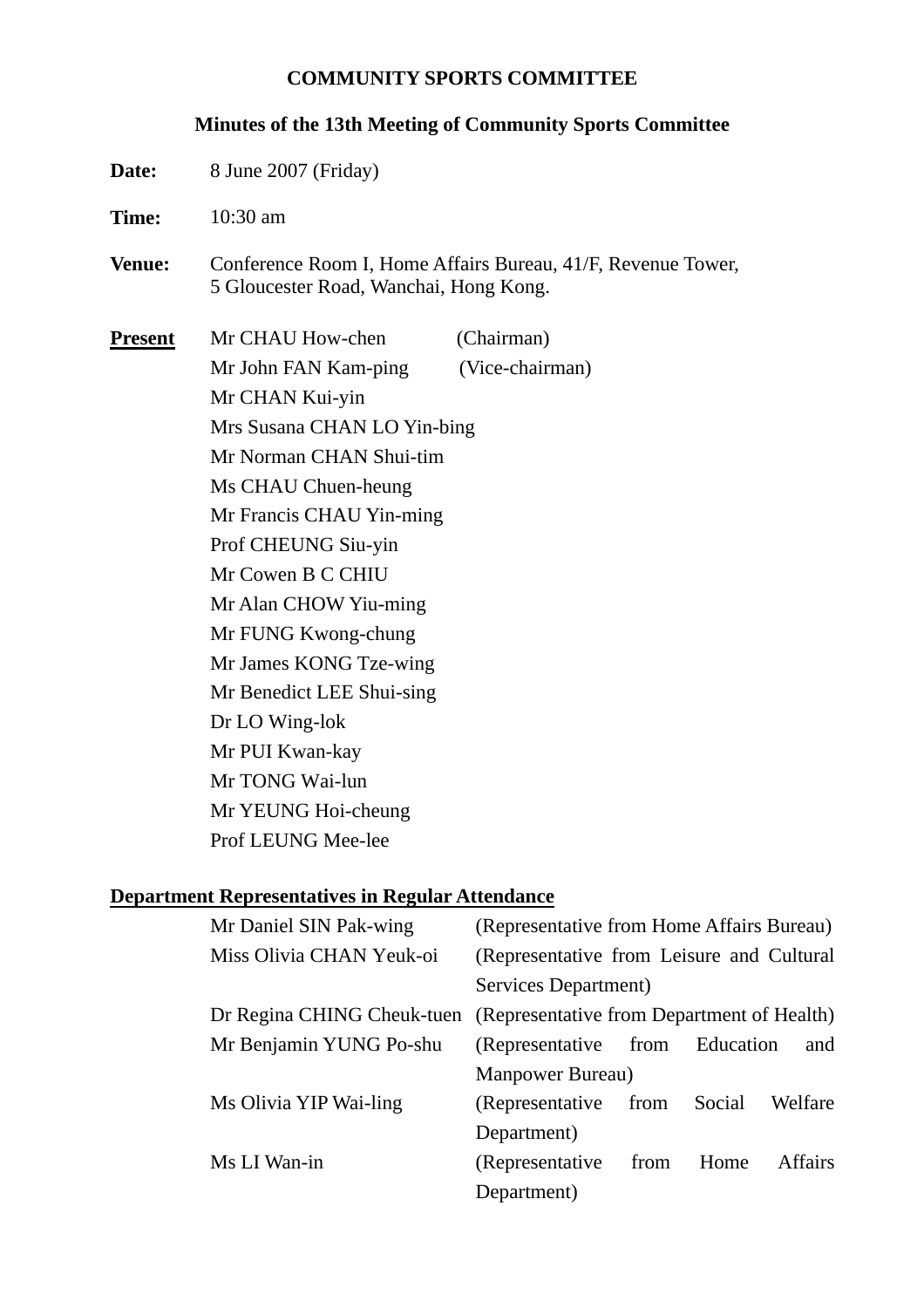**COMMUNITY SPORTS COMMITTEE**

**Minutes of the 13th Meeting of Community Sports Committee**

**Date:** 8 June 2007 (Friday)

**Time:** 10:30 am

**Venue:** Conference Room I, Home Affairs Bureau, 41/F, Revenue Tower, 5 Gloucester Road, Wanchai, Hong Kong.

**Present**

Mr CHAU How-chen (Chairman)
Mr John FAN Kam-ping (Vice-chairman)
Mr CHAN Kui-yin
Mrs Susana CHAN LO Yin-bing
Mr Norman CHAN Shui-tim
Ms CHAU Chuen-heung
Mr Francis CHAU Yin-ming
Prof CHEUNG Siu-yin
Mr Cowen B C CHIU
Mr Alan CHOW Yiu-ming
Mr FUNG Kwong-chung
Mr James KONG Tze-wing
Mr Benedict LEE Shui-sing
Dr LO Wing-lok
Mr PUI Kwan-kay
Mr TONG Wai-lun
Mr YEUNG Hoi-cheung
Prof LEUNG Mee-lee

**Department Representatives in Regular Attendance**

Mr Daniel SIN Pak-wing (Representative from Home Affairs Bureau)
Miss Olivia CHAN Yeuk-oi (Representative from Leisure and Cultural Services Department)
Dr Regina CHING Cheuk-tuen (Representative from Department of Health)
Mr Benjamin YUNG Po-shu (Representative from Education and Manpower Bureau)
Ms Olivia YIP Wai-ling (Representative from Social Welfare Department)
Ms LI Wan-in (Representative from Home Affairs Department)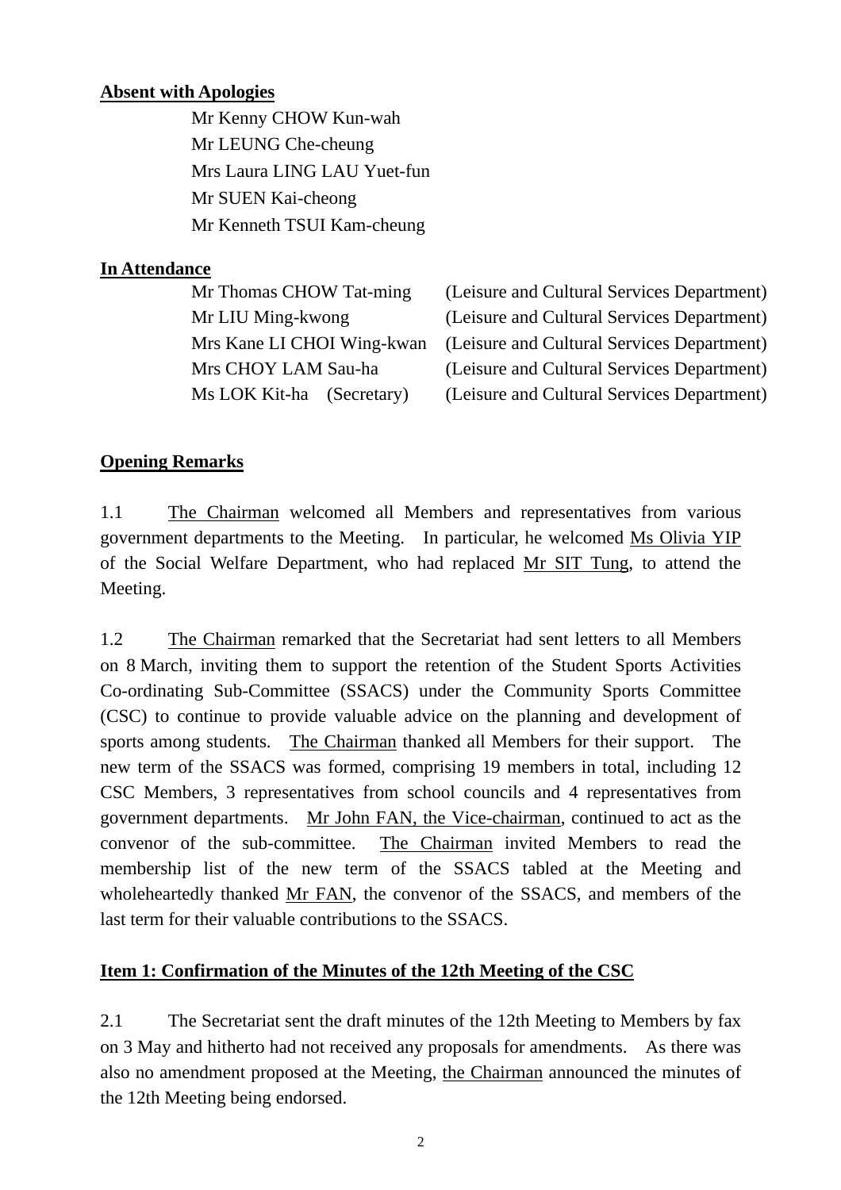**Absent with Apologies**

Mr Kenny CHOW Kun-wah
Mr LEUNG Che-cheung
Mrs Laura LING LAU Yuet-fun
Mr SUEN Kai-cheong
Mr Kenneth TSUI Kam-cheung

**In Attendance**

| | |
|---|---|
| Mr Thomas CHOW Tat-ming | (Leisure and Cultural Services Department) |
| Mr LIU Ming-kwong | (Leisure and Cultural Services Department) |
| Mrs Kane LI CHOI Wing-kwan | (Leisure and Cultural Services Department) |
| Mrs CHOY LAM Sau-ha | (Leisure and Cultural Services Department) |
| Ms LOK Kit-ha (Secretary) | (Leisure and Cultural Services Department) |

**Opening Remarks**

1.1 The Chairman welcomed all Members and representatives from various government departments to the Meeting. In particular, he welcomed Ms Olivia YIP of the Social Welfare Department, who had replaced Mr SIT Tung, to attend the Meeting.

1.2 The Chairman remarked that the Secretariat had sent letters to all Members on 8 March, inviting them to support the retention of the Student Sports Activities Co-ordinating Sub-Committee (SSACS) under the Community Sports Committee (CSC) to continue to provide valuable advice on the planning and development of sports among students. The Chairman thanked all Members for their support. The new term of the SSACS was formed, comprising 19 members in total, including 12 CSC Members, 3 representatives from school councils and 4 representatives from government departments. Mr John FAN, the Vice-chairman, continued to act as the convenor of the sub-committee. The Chairman invited Members to read the membership list of the new term of the SSACS tabled at the Meeting and wholeheartedly thanked Mr FAN, the convenor of the SSACS, and members of the last term for their valuable contributions to the SSACS.

**Item 1: Confirmation of the Minutes of the 12th Meeting of the CSC**

2.1 The Secretariat sent the draft minutes of the 12th Meeting to Members by fax on 3 May and hitherto had not received any proposals for amendments. As there was also no amendment proposed at the Meeting, the Chairman announced the minutes of the 12th Meeting being endorsed.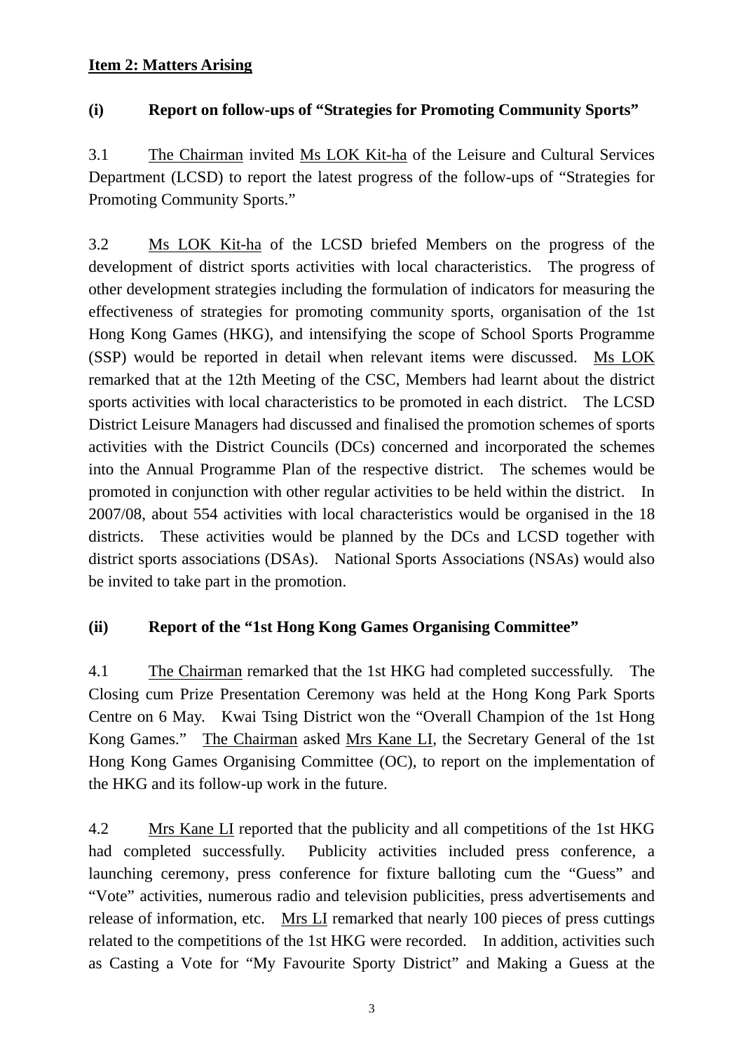**Item 2: Matters Arising**

**(i) Report on follow-ups of "Strategies for Promoting Community Sports"**

3.1 The Chairman invited Ms LOK Kit-ha of the Leisure and Cultural Services Department (LCSD) to report the latest progress of the follow-ups of "Strategies for Promoting Community Sports."

3.2 Ms LOK Kit-ha of the LCSD briefed Members on the progress of the development of district sports activities with local characteristics. The progress of other development strategies including the formulation of indicators for measuring the effectiveness of strategies for promoting community sports, organisation of the 1st Hong Kong Games (HKG), and intensifying the scope of School Sports Programme (SSP) would be reported in detail when relevant items were discussed. Ms LOK remarked that at the 12th Meeting of the CSC, Members had learnt about the district sports activities with local characteristics to be promoted in each district. The LCSD District Leisure Managers had discussed and finalised the promotion schemes of sports activities with the District Councils (DCs) concerned and incorporated the schemes into the Annual Programme Plan of the respective district. The schemes would be promoted in conjunction with other regular activities to be held within the district. In 2007/08, about 554 activities with local characteristics would be organised in the 18 districts. These activities would be planned by the DCs and LCSD together with district sports associations (DSAs). National Sports Associations (NSAs) would also be invited to take part in the promotion.

**(ii) Report of the "1st Hong Kong Games Organising Committee"**

4.1 The Chairman remarked that the 1st HKG had completed successfully. The Closing cum Prize Presentation Ceremony was held at the Hong Kong Park Sports Centre on 6 May. Kwai Tsing District won the "Overall Champion of the 1st Hong Kong Games." The Chairman asked Mrs Kane LI, the Secretary General of the 1st Hong Kong Games Organising Committee (OC), to report on the implementation of the HKG and its follow-up work in the future.

4.2 Mrs Kane LI reported that the publicity and all competitions of the 1st HKG had completed successfully. Publicity activities included press conference, a launching ceremony, press conference for fixture balloting cum the "Guess" and "Vote" activities, numerous radio and television publicities, press advertisements and release of information, etc. Mrs LI remarked that nearly 100 pieces of press cuttings related to the competitions of the 1st HKG were recorded. In addition, activities such as Casting a Vote for "My Favourite Sporty District" and Making a Guess at the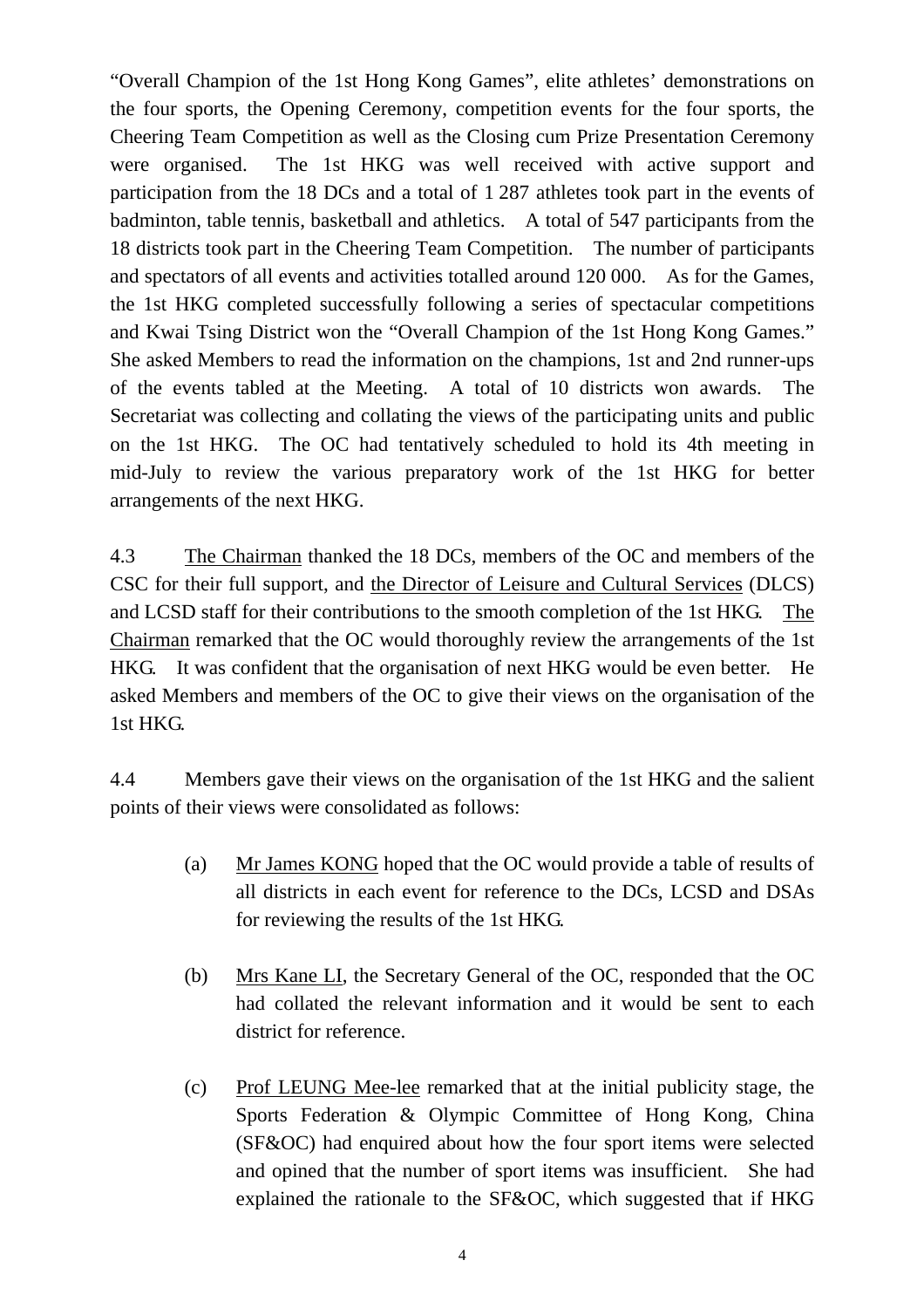"Overall Champion of the 1st Hong Kong Games", elite athletes' demonstrations on the four sports, the Opening Ceremony, competition events for the four sports, the Cheering Team Competition as well as the Closing cum Prize Presentation Ceremony were organised. The 1st HKG was well received with active support and participation from the 18 DCs and a total of 1 287 athletes took part in the events of badminton, table tennis, basketball and athletics. A total of 547 participants from the 18 districts took part in the Cheering Team Competition. The number of participants and spectators of all events and activities totalled around 120 000. As for the Games, the 1st HKG completed successfully following a series of spectacular competitions and Kwai Tsing District won the "Overall Champion of the 1st Hong Kong Games." She asked Members to read the information on the champions, 1st and 2nd runner-ups of the events tabled at the Meeting. A total of 10 districts won awards. The Secretariat was collecting and collating the views of the participating units and public on the 1st HKG. The OC had tentatively scheduled to hold its 4th meeting in mid-July to review the various preparatory work of the 1st HKG for better arrangements of the next HKG.

4.3 The Chairman thanked the 18 DCs, members of the OC and members of the CSC for their full support, and the Director of Leisure and Cultural Services (DLCS) and LCSD staff for their contributions to the smooth completion of the 1st HKG. The Chairman remarked that the OC would thoroughly review the arrangements of the 1st HKG. It was confident that the organisation of next HKG would be even better. He asked Members and members of the OC to give their views on the organisation of the 1st HKG.

4.4 Members gave their views on the organisation of the 1st HKG and the salient points of their views were consolidated as follows:

(a) Mr James KONG hoped that the OC would provide a table of results of all districts in each event for reference to the DCs, LCSD and DSAs for reviewing the results of the 1st HKG.

(b) Mrs Kane LI, the Secretary General of the OC, responded that the OC had collated the relevant information and it would be sent to each district for reference.

(c) Prof LEUNG Mee-lee remarked that at the initial publicity stage, the Sports Federation & Olympic Committee of Hong Kong, China (SF&OC) had enquired about how the four sport items were selected and opined that the number of sport items was insufficient. She had explained the rationale to the SF&OC, which suggested that if HKG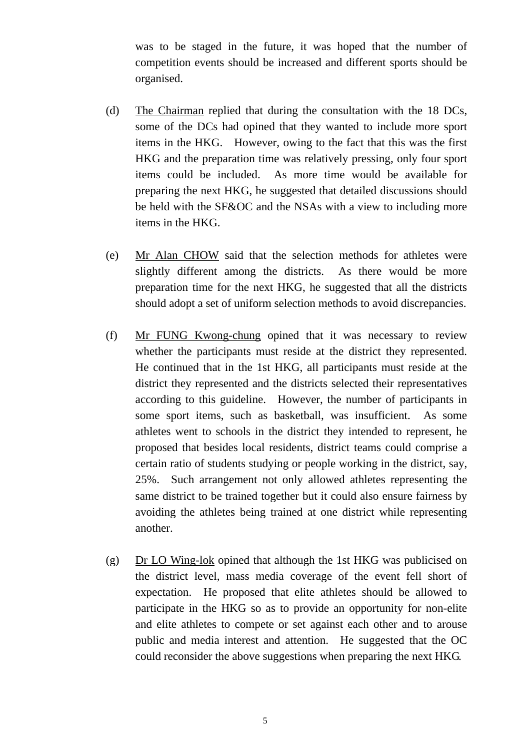was to be staged in the future, it was hoped that the number of competition events should be increased and different sports should be organised.

(d) The Chairman replied that during the consultation with the 18 DCs, some of the DCs had opined that they wanted to include more sport items in the HKG. However, owing to the fact that this was the first HKG and the preparation time was relatively pressing, only four sport items could be included. As more time would be available for preparing the next HKG, he suggested that detailed discussions should be held with the SF&OC and the NSAs with a view to including more items in the HKG.

(e) Mr Alan CHOW said that the selection methods for athletes were slightly different among the districts. As there would be more preparation time for the next HKG, he suggested that all the districts should adopt a set of uniform selection methods to avoid discrepancies.

(f) Mr FUNG Kwong-chung opined that it was necessary to review whether the participants must reside at the district they represented. He continued that in the 1st HKG, all participants must reside at the district they represented and the districts selected their representatives according to this guideline. However, the number of participants in some sport items, such as basketball, was insufficient. As some athletes went to schools in the district they intended to represent, he proposed that besides local residents, district teams could comprise a certain ratio of students studying or people working in the district, say, 25%. Such arrangement not only allowed athletes representing the same district to be trained together but it could also ensure fairness by avoiding the athletes being trained at one district while representing another.

(g) Dr LO Wing-lok opined that although the 1st HKG was publicised on the district level, mass media coverage of the event fell short of expectation. He proposed that elite athletes should be allowed to participate in the HKG so as to provide an opportunity for non-elite and elite athletes to compete or set against each other and to arouse public and media interest and attention. He suggested that the OC could reconsider the above suggestions when preparing the next HKG.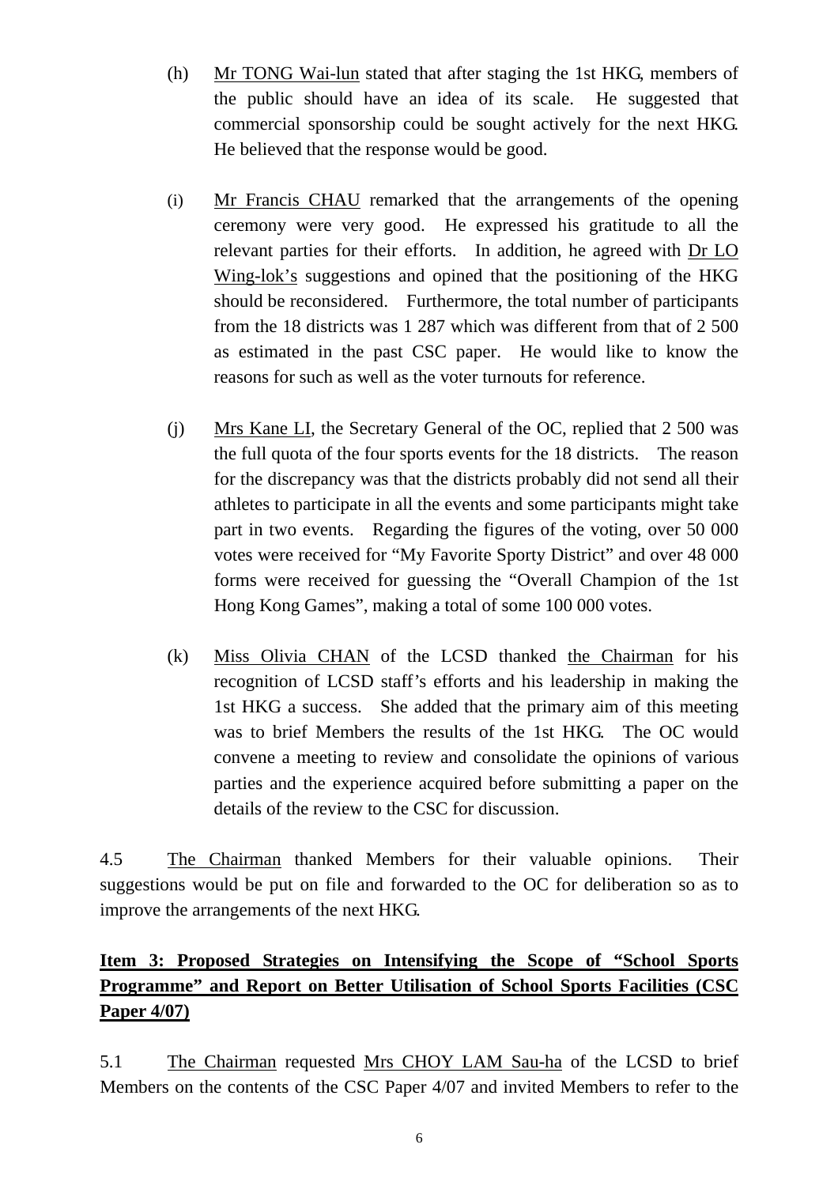(h) Mr TONG Wai-lun stated that after staging the 1st HKG, members of the public should have an idea of its scale. He suggested that commercial sponsorship could be sought actively for the next HKG. He believed that the response would be good.

(i) Mr Francis CHAU remarked that the arrangements of the opening ceremony were very good. He expressed his gratitude to all the relevant parties for their efforts. In addition, he agreed with Dr LO Wing-lok's suggestions and opined that the positioning of the HKG should be reconsidered. Furthermore, the total number of participants from the 18 districts was 1 287 which was different from that of 2 500 as estimated in the past CSC paper. He would like to know the reasons for such as well as the voter turnouts for reference.

(j) Mrs Kane LI, the Secretary General of the OC, replied that 2 500 was the full quota of the four sports events for the 18 districts. The reason for the discrepancy was that the districts probably did not send all their athletes to participate in all the events and some participants might take part in two events. Regarding the figures of the voting, over 50 000 votes were received for "My Favorite Sporty District" and over 48 000 forms were received for guessing the "Overall Champion of the 1st Hong Kong Games", making a total of some 100 000 votes.

(k) Miss Olivia CHAN of the LCSD thanked the Chairman for his recognition of LCSD staff's efforts and his leadership in making the 1st HKG a success. She added that the primary aim of this meeting was to brief Members the results of the 1st HKG. The OC would convene a meeting to review and consolidate the opinions of various parties and the experience acquired before submitting a paper on the details of the review to the CSC for discussion.

4.5 The Chairman thanked Members for their valuable opinions. Their suggestions would be put on file and forwarded to the OC for deliberation so as to improve the arrangements of the next HKG.

**Item 3: Proposed Strategies on Intensifying the Scope of "School Sports Programme" and Report on Better Utilisation of School Sports Facilities (CSC Paper 4/07)**

5.1 The Chairman requested Mrs CHOY LAM Sau-ha of the LCSD to brief Members on the contents of the CSC Paper 4/07 and invited Members to refer to the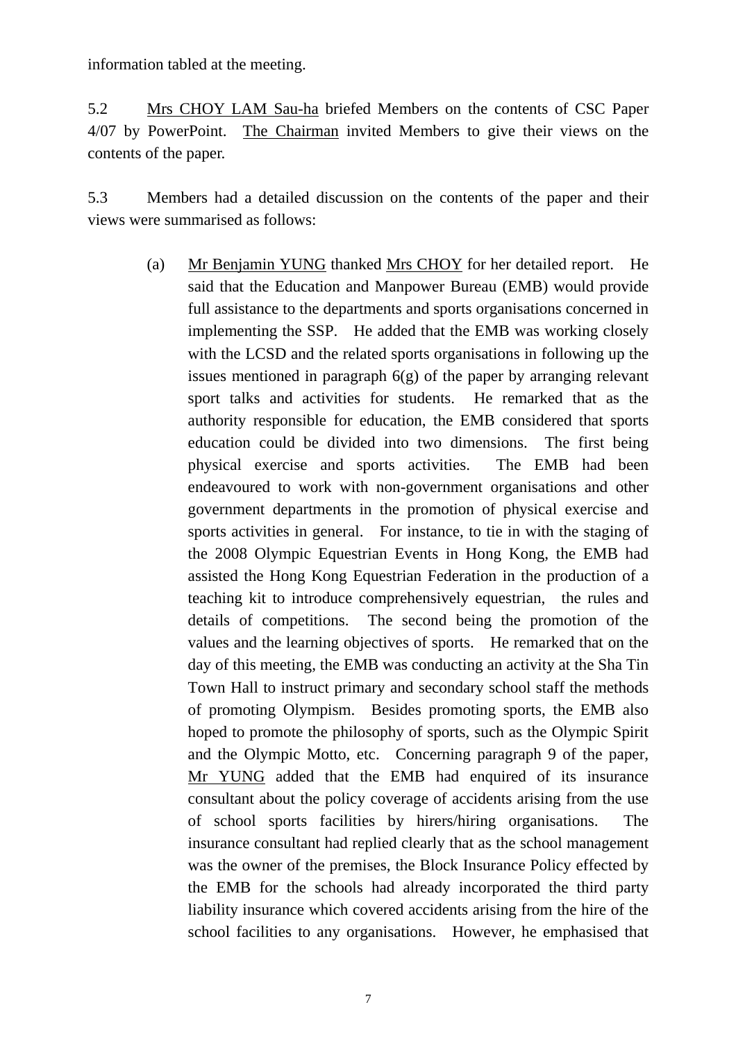information tabled at the meeting.

5.2 Mrs CHOY LAM Sau-ha briefed Members on the contents of CSC Paper 4/07 by PowerPoint. The Chairman invited Members to give their views on the contents of the paper.

5.3 Members had a detailed discussion on the contents of the paper and their views were summarised as follows:

(a) Mr Benjamin YUNG thanked Mrs CHOY for her detailed report. He said that the Education and Manpower Bureau (EMB) would provide full assistance to the departments and sports organisations concerned in implementing the SSP. He added that the EMB was working closely with the LCSD and the related sports organisations in following up the issues mentioned in paragraph 6(g) of the paper by arranging relevant sport talks and activities for students. He remarked that as the authority responsible for education, the EMB considered that sports education could be divided into two dimensions. The first being physical exercise and sports activities. The EMB had been endeavoured to work with non-government organisations and other government departments in the promotion of physical exercise and sports activities in general. For instance, to tie in with the staging of the 2008 Olympic Equestrian Events in Hong Kong, the EMB had assisted the Hong Kong Equestrian Federation in the production of a teaching kit to introduce comprehensively equestrian, the rules and details of competitions. The second being the promotion of the values and the learning objectives of sports. He remarked that on the day of this meeting, the EMB was conducting an activity at the Sha Tin Town Hall to instruct primary and secondary school staff the methods of promoting Olympism. Besides promoting sports, the EMB also hoped to promote the philosophy of sports, such as the Olympic Spirit and the Olympic Motto, etc. Concerning paragraph 9 of the paper, Mr YUNG added that the EMB had enquired of its insurance consultant about the policy coverage of accidents arising from the use of school sports facilities by hirers/hiring organisations. The insurance consultant had replied clearly that as the school management was the owner of the premises, the Block Insurance Policy effected by the EMB for the schools had already incorporated the third party liability insurance which covered accidents arising from the hire of the school facilities to any organisations. However, he emphasised that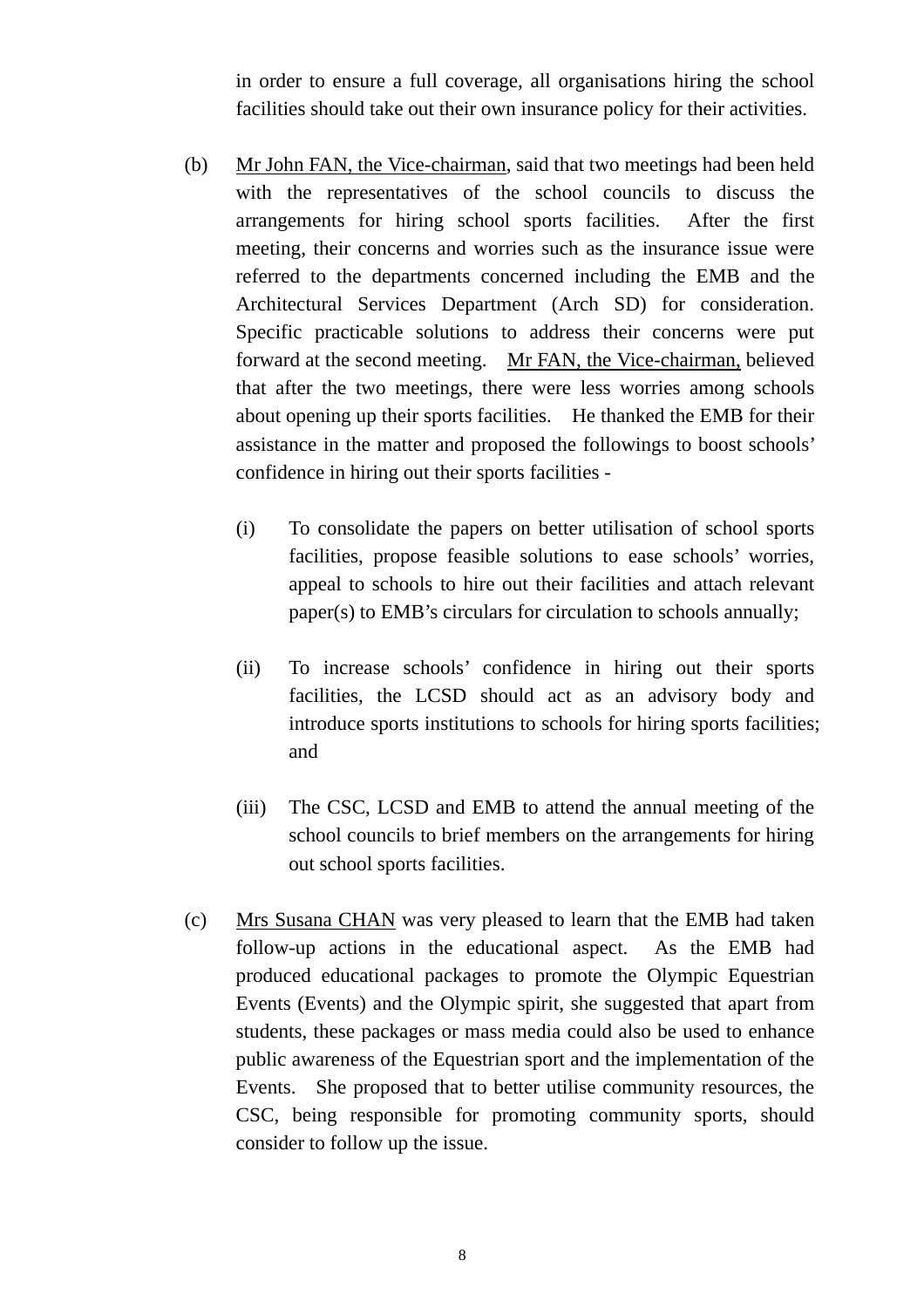in order to ensure a full coverage, all organisations hiring the school facilities should take out their own insurance policy for their activities.

(b) Mr John FAN, the Vice-chairman, said that two meetings had been held with the representatives of the school councils to discuss the arrangements for hiring school sports facilities. After the first meeting, their concerns and worries such as the insurance issue were referred to the departments concerned including the EMB and the Architectural Services Department (Arch SD) for consideration. Specific practicable solutions to address their concerns were put forward at the second meeting. Mr FAN, the Vice-chairman, believed that after the two meetings, there were less worries among schools about opening up their sports facilities. He thanked the EMB for their assistance in the matter and proposed the followings to boost schools' confidence in hiring out their sports facilities -

(i) To consolidate the papers on better utilisation of school sports facilities, propose feasible solutions to ease schools' worries, appeal to schools to hire out their facilities and attach relevant paper(s) to EMB's circulars for circulation to schools annually;

(ii) To increase schools' confidence in hiring out their sports facilities, the LCSD should act as an advisory body and introduce sports institutions to schools for hiring sports facilities; and

(iii) The CSC, LCSD and EMB to attend the annual meeting of the school councils to brief members on the arrangements for hiring out school sports facilities.

(c) Mrs Susana CHAN was very pleased to learn that the EMB had taken follow-up actions in the educational aspect. As the EMB had produced educational packages to promote the Olympic Equestrian Events (Events) and the Olympic spirit, she suggested that apart from students, these packages or mass media could also be used to enhance public awareness of the Equestrian sport and the implementation of the Events. She proposed that to better utilise community resources, the CSC, being responsible for promoting community sports, should consider to follow up the issue.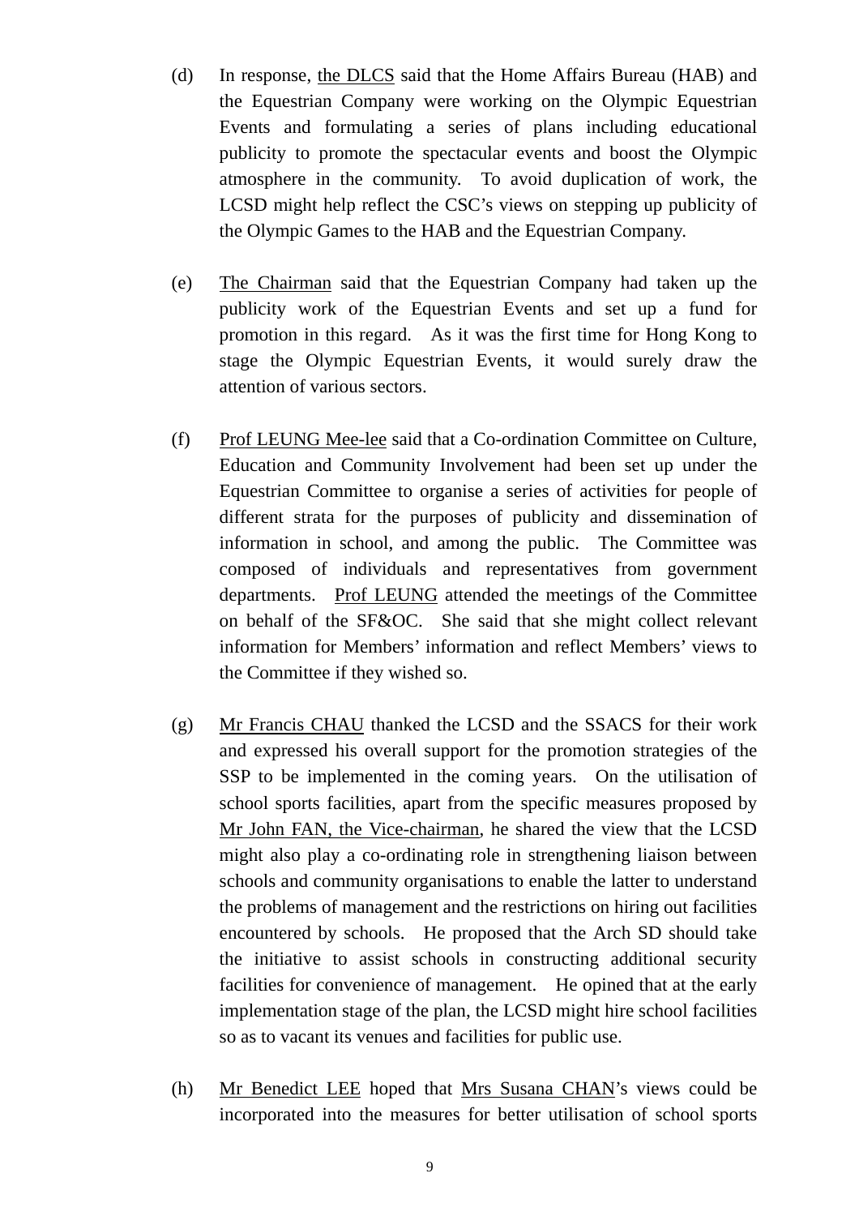(d) In response, the DLCS said that the Home Affairs Bureau (HAB) and the Equestrian Company were working on the Olympic Equestrian Events and formulating a series of plans including educational publicity to promote the spectacular events and boost the Olympic atmosphere in the community. To avoid duplication of work, the LCSD might help reflect the CSC's views on stepping up publicity of the Olympic Games to the HAB and the Equestrian Company.

(e) The Chairman said that the Equestrian Company had taken up the publicity work of the Equestrian Events and set up a fund for promotion in this regard. As it was the first time for Hong Kong to stage the Olympic Equestrian Events, it would surely draw the attention of various sectors.

(f) Prof LEUNG Mee-lee said that a Co-ordination Committee on Culture, Education and Community Involvement had been set up under the Equestrian Committee to organise a series of activities for people of different strata for the purposes of publicity and dissemination of information in school, and among the public. The Committee was composed of individuals and representatives from government departments. Prof LEUNG attended the meetings of the Committee on behalf of the SF&OC. She said that she might collect relevant information for Members' information and reflect Members' views to the Committee if they wished so.

(g) Mr Francis CHAU thanked the LCSD and the SSACS for their work and expressed his overall support for the promotion strategies of the SSP to be implemented in the coming years. On the utilisation of school sports facilities, apart from the specific measures proposed by Mr John FAN, the Vice-chairman, he shared the view that the LCSD might also play a co-ordinating role in strengthening liaison between schools and community organisations to enable the latter to understand the problems of management and the restrictions on hiring out facilities encountered by schools. He proposed that the Arch SD should take the initiative to assist schools in constructing additional security facilities for convenience of management. He opined that at the early implementation stage of the plan, the LCSD might hire school facilities so as to vacant its venues and facilities for public use.

(h) Mr Benedict LEE hoped that Mrs Susana CHAN's views could be incorporated into the measures for better utilisation of school sports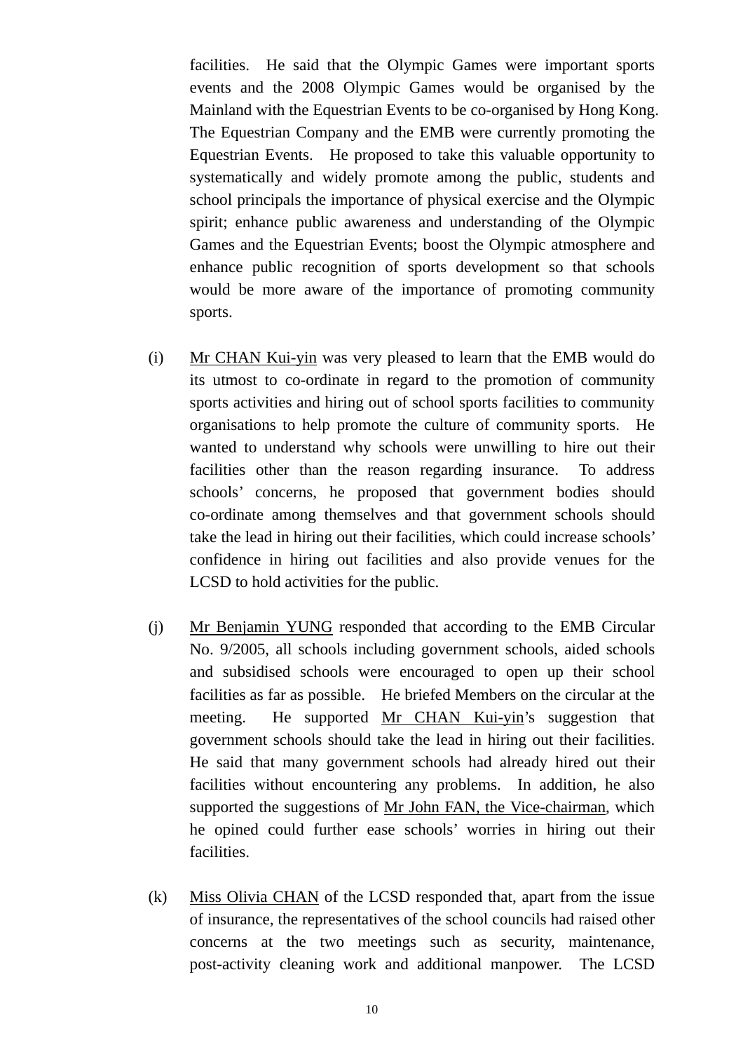facilities. He said that the Olympic Games were important sports events and the 2008 Olympic Games would be organised by the Mainland with the Equestrian Events to be co-organised by Hong Kong. The Equestrian Company and the EMB were currently promoting the Equestrian Events. He proposed to take this valuable opportunity to systematically and widely promote among the public, students and school principals the importance of physical exercise and the Olympic spirit; enhance public awareness and understanding of the Olympic Games and the Equestrian Events; boost the Olympic atmosphere and enhance public recognition of sports development so that schools would be more aware of the importance of promoting community sports.

(i) Mr CHAN Kui-yin was very pleased to learn that the EMB would do its utmost to co-ordinate in regard to the promotion of community sports activities and hiring out of school sports facilities to community organisations to help promote the culture of community sports. He wanted to understand why schools were unwilling to hire out their facilities other than the reason regarding insurance. To address schools' concerns, he proposed that government bodies should co-ordinate among themselves and that government schools should take the lead in hiring out their facilities, which could increase schools' confidence in hiring out facilities and also provide venues for the LCSD to hold activities for the public.

(j) Mr Benjamin YUNG responded that according to the EMB Circular No. 9/2005, all schools including government schools, aided schools and subsidised schools were encouraged to open up their school facilities as far as possible. He briefed Members on the circular at the meeting. He supported Mr CHAN Kui-yin's suggestion that government schools should take the lead in hiring out their facilities. He said that many government schools had already hired out their facilities without encountering any problems. In addition, he also supported the suggestions of Mr John FAN, the Vice-chairman, which he opined could further ease schools' worries in hiring out their facilities.

(k) Miss Olivia CHAN of the LCSD responded that, apart from the issue of insurance, the representatives of the school councils had raised other concerns at the two meetings such as security, maintenance, post-activity cleaning work and additional manpower. The LCSD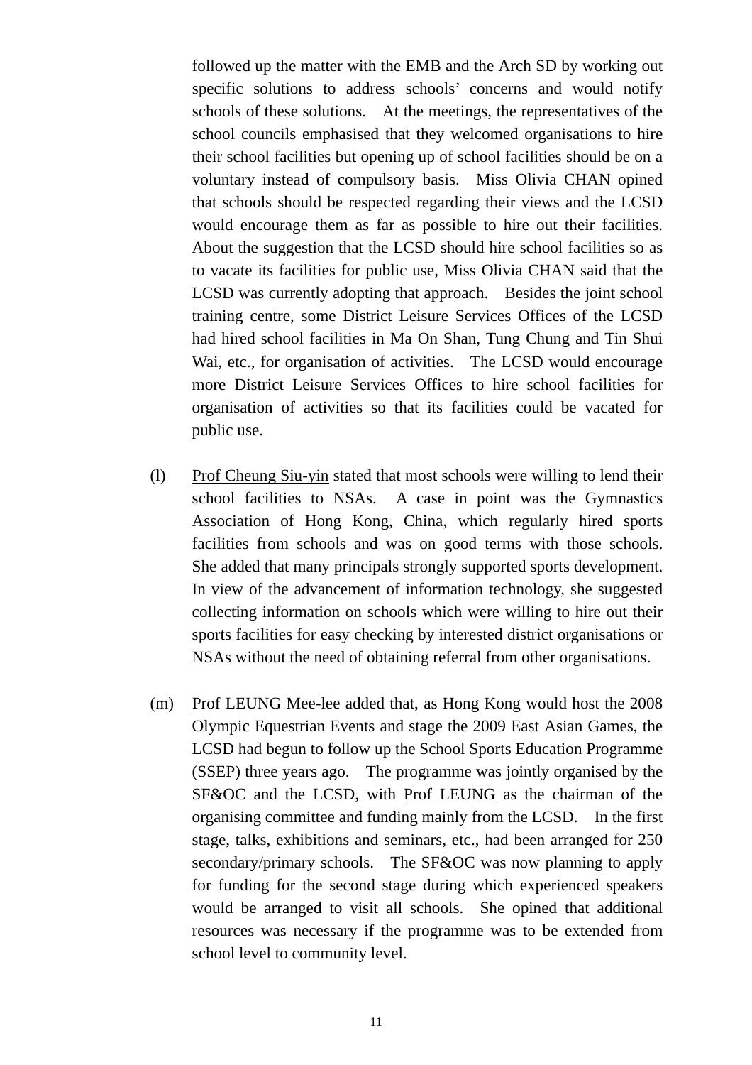followed up the matter with the EMB and the Arch SD by working out specific solutions to address schools' concerns and would notify schools of these solutions. At the meetings, the representatives of the school councils emphasised that they welcomed organisations to hire their school facilities but opening up of school facilities should be on a voluntary instead of compulsory basis. Miss Olivia CHAN opined that schools should be respected regarding their views and the LCSD would encourage them as far as possible to hire out their facilities. About the suggestion that the LCSD should hire school facilities so as to vacate its facilities for public use, Miss Olivia CHAN said that the LCSD was currently adopting that approach. Besides the joint school training centre, some District Leisure Services Offices of the LCSD had hired school facilities in Ma On Shan, Tung Chung and Tin Shui Wai, etc., for organisation of activities. The LCSD would encourage more District Leisure Services Offices to hire school facilities for organisation of activities so that its facilities could be vacated for public use.

(l) Prof Cheung Siu-yin stated that most schools were willing to lend their school facilities to NSAs. A case in point was the Gymnastics Association of Hong Kong, China, which regularly hired sports facilities from schools and was on good terms with those schools. She added that many principals strongly supported sports development. In view of the advancement of information technology, she suggested collecting information on schools which were willing to hire out their sports facilities for easy checking by interested district organisations or NSAs without the need of obtaining referral from other organisations.

(m) Prof LEUNG Mee-lee added that, as Hong Kong would host the 2008 Olympic Equestrian Events and stage the 2009 East Asian Games, the LCSD had begun to follow up the School Sports Education Programme (SSEP) three years ago. The programme was jointly organised by the SF&OC and the LCSD, with Prof LEUNG as the chairman of the organising committee and funding mainly from the LCSD. In the first stage, talks, exhibitions and seminars, etc., had been arranged for 250 secondary/primary schools. The SF&OC was now planning to apply for funding for the second stage during which experienced speakers would be arranged to visit all schools. She opined that additional resources was necessary if the programme was to be extended from school level to community level.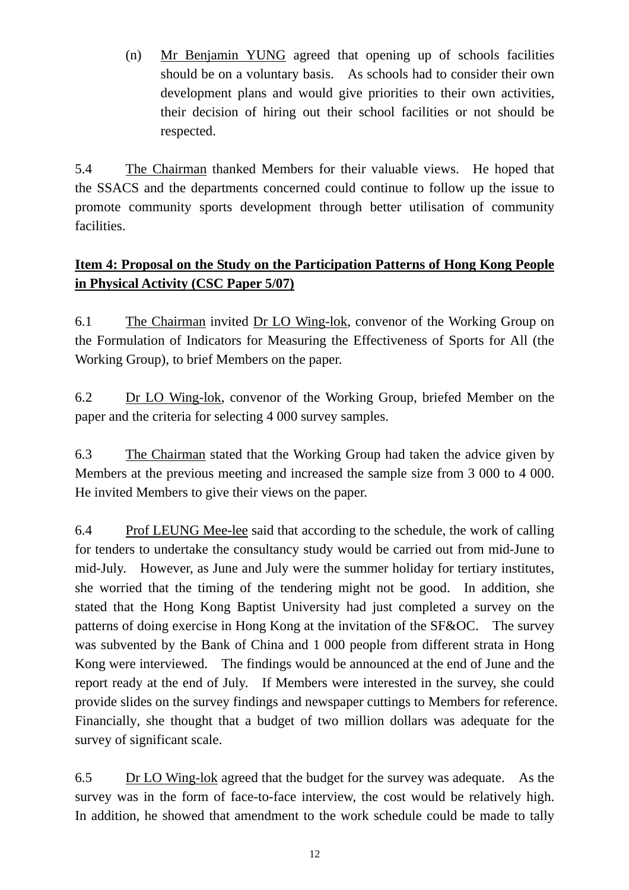(n) Mr Benjamin YUNG agreed that opening up of schools facilities should be on a voluntary basis. As schools had to consider their own development plans and would give priorities to their own activities, their decision of hiring out their school facilities or not should be respected.

5.4 The Chairman thanked Members for their valuable views. He hoped that the SSACS and the departments concerned could continue to follow up the issue to promote community sports development through better utilisation of community facilities.

**Item 4: Proposal on the Study on the Participation Patterns of Hong Kong People in Physical Activity (CSC Paper 5/07)**

6.1 The Chairman invited Dr LO Wing-lok, convenor of the Working Group on the Formulation of Indicators for Measuring the Effectiveness of Sports for All (the Working Group), to brief Members on the paper.

6.2 Dr LO Wing-lok, convenor of the Working Group, briefed Member on the paper and the criteria for selecting 4 000 survey samples.

6.3 The Chairman stated that the Working Group had taken the advice given by Members at the previous meeting and increased the sample size from 3 000 to 4 000. He invited Members to give their views on the paper.

6.4 Prof LEUNG Mee-lee said that according to the schedule, the work of calling for tenders to undertake the consultancy study would be carried out from mid-June to mid-July. However, as June and July were the summer holiday for tertiary institutes, she worried that the timing of the tendering might not be good. In addition, she stated that the Hong Kong Baptist University had just completed a survey on the patterns of doing exercise in Hong Kong at the invitation of the SF&OC. The survey was subvented by the Bank of China and 1 000 people from different strata in Hong Kong were interviewed. The findings would be announced at the end of June and the report ready at the end of July. If Members were interested in the survey, she could provide slides on the survey findings and newspaper cuttings to Members for reference. Financially, she thought that a budget of two million dollars was adequate for the survey of significant scale.

6.5 Dr LO Wing-lok agreed that the budget for the survey was adequate. As the survey was in the form of face-to-face interview, the cost would be relatively high. In addition, he showed that amendment to the work schedule could be made to tally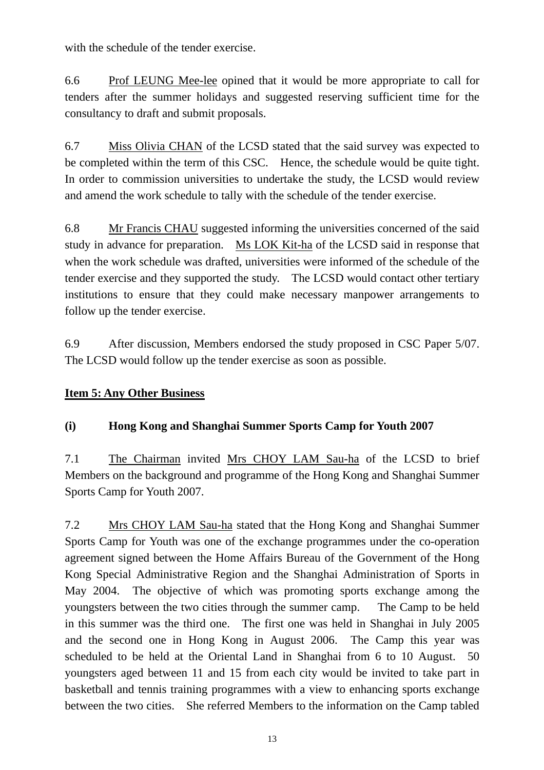with the schedule of the tender exercise.

6.6 Prof LEUNG Mee-lee opined that it would be more appropriate to call for tenders after the summer holidays and suggested reserving sufficient time for the consultancy to draft and submit proposals.

6.7 Miss Olivia CHAN of the LCSD stated that the said survey was expected to be completed within the term of this CSC. Hence, the schedule would be quite tight. In order to commission universities to undertake the study, the LCSD would review and amend the work schedule to tally with the schedule of the tender exercise.

6.8 Mr Francis CHAU suggested informing the universities concerned of the said study in advance for preparation. Ms LOK Kit-ha of the LCSD said in response that when the work schedule was drafted, universities were informed of the schedule of the tender exercise and they supported the study. The LCSD would contact other tertiary institutions to ensure that they could make necessary manpower arrangements to follow up the tender exercise.

6.9 After discussion, Members endorsed the study proposed in CSC Paper 5/07. The LCSD would follow up the tender exercise as soon as possible.

**Item 5: Any Other Business**

**(i) Hong Kong and Shanghai Summer Sports Camp for Youth 2007**

7.1 The Chairman invited Mrs CHOY LAM Sau-ha of the LCSD to brief Members on the background and programme of the Hong Kong and Shanghai Summer Sports Camp for Youth 2007.

7.2 Mrs CHOY LAM Sau-ha stated that the Hong Kong and Shanghai Summer Sports Camp for Youth was one of the exchange programmes under the co-operation agreement signed between the Home Affairs Bureau of the Government of the Hong Kong Special Administrative Region and the Shanghai Administration of Sports in May 2004. The objective of which was promoting sports exchange among the youngsters between the two cities through the summer camp. The Camp to be held in this summer was the third one. The first one was held in Shanghai in July 2005 and the second one in Hong Kong in August 2006. The Camp this year was scheduled to be held at the Oriental Land in Shanghai from 6 to 10 August. 50 youngsters aged between 11 and 15 from each city would be invited to take part in basketball and tennis training programmes with a view to enhancing sports exchange between the two cities. She referred Members to the information on the Camp tabled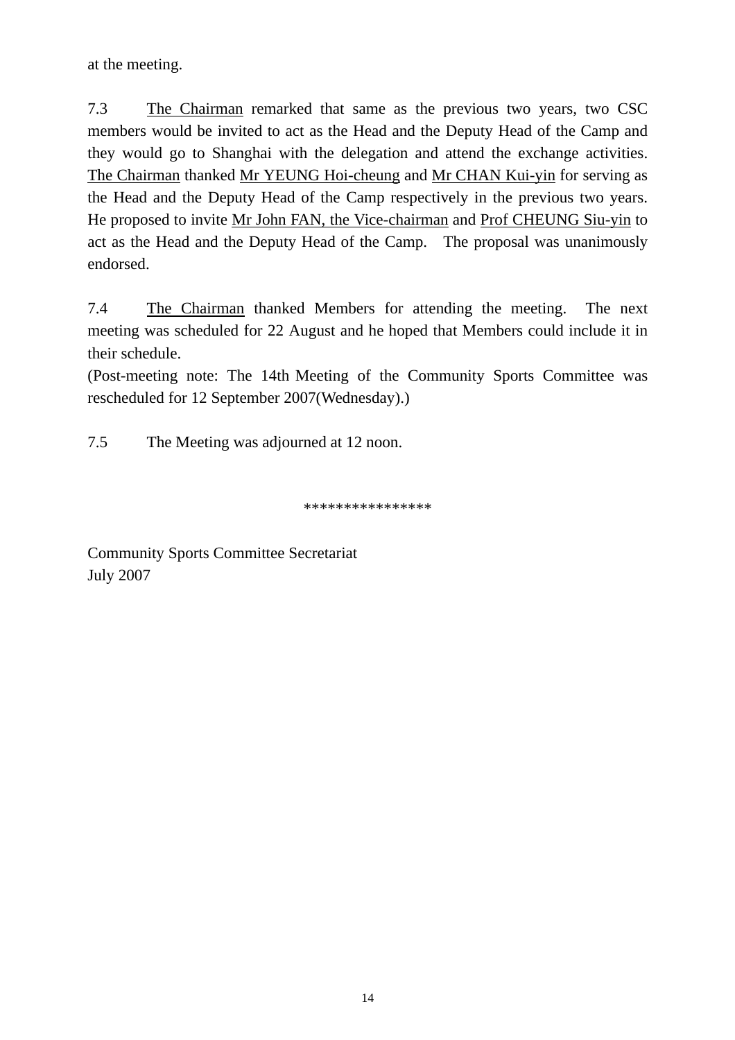at the meeting.

7.3 The Chairman remarked that same as the previous two years, two CSC members would be invited to act as the Head and the Deputy Head of the Camp and they would go to Shanghai with the delegation and attend the exchange activities. The Chairman thanked Mr YEUNG Hoi-cheung and Mr CHAN Kui-yin for serving as the Head and the Deputy Head of the Camp respectively in the previous two years. He proposed to invite Mr John FAN, the Vice-chairman and Prof CHEUNG Siu-yin to act as the Head and the Deputy Head of the Camp. The proposal was unanimously endorsed.

7.4 The Chairman thanked Members for attending the meeting. The next meeting was scheduled for 22 August and he hoped that Members could include it in their schedule.
(Post-meeting note: The 14th Meeting of the Community Sports Committee was rescheduled for 12 September 2007(Wednesday).)

7.5 The Meeting was adjourned at 12 noon.

****************

Community Sports Committee Secretariat
July 2007